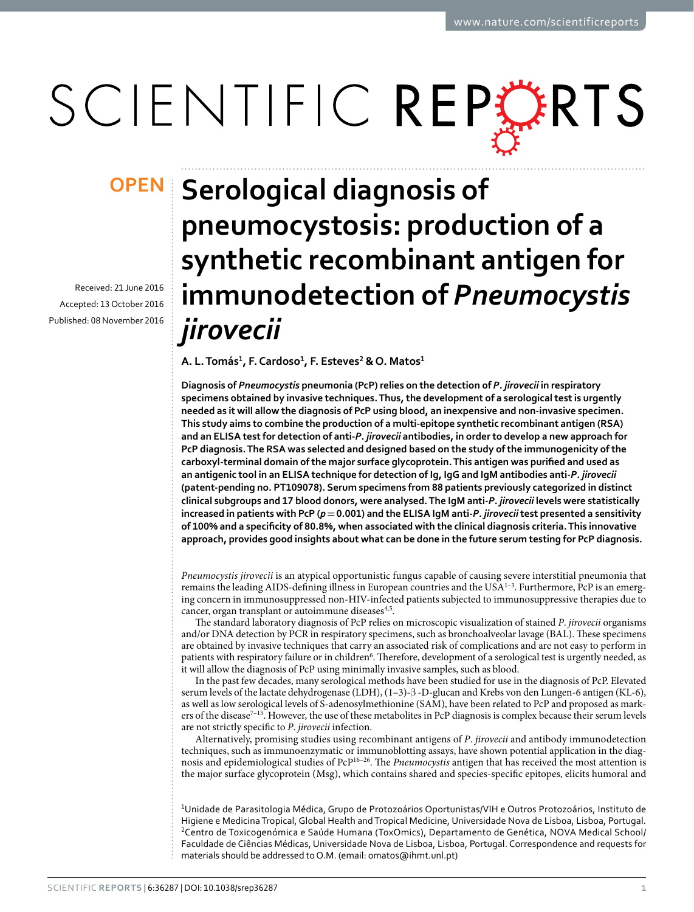OPEN

Received: 21 June 2016

Accepted: 13 October 2016

Published: 08 November 2016

# Serological diagnosis of pneumocystosis: production of a synthetic recombinant antigen for immunodetection of *Pneumocystis jirovecii*

**A. L. Tomás[1], F. Cardoso[1], F. Esteves[2] & O. Matos[1]**

**Diagnosis of *Pneumocystis* pneumonia (PcP) relies on the detection of *P. jirovecii* in respiratory specimens obtained by invasive techniques. Thus, the development of a serological test is urgently needed as it will allow the diagnosis of PcP using blood, an inexpensive and non-invasive specimen. This study aims to combine the production of a multi-epitope synthetic recombinant antigen (RSA) and an ELISA test for detection of anti-*P. jirovecii* antibodies, in order to develop a new approach for PcP diagnosis. The RSA was selected and designed based on the study of the immunogenicity of the carboxyl-terminal domain of the major surface glycoprotein. This antigen was purified and used as an antigenic tool in an ELISA technique for detection of Ig, IgG and IgM antibodies anti-*P. jirovecii* (patent-pending no. PT109078). Serum specimens from 88 patients previously categorized in distinct clinical subgroups and 17 blood donors, were analysed. The IgM anti-*P. jirovecii* levels were statistically increased in patients with PcP ($p = 0.001$) and the ELISA IgM anti-*P. jirovecii* test presented a sensitivity of 100% and a specificity of 80.8%, when associated with the clinical diagnosis criteria. This innovative approach, provides good insights about what can be done in the future serum testing for PcP diagnosis.**

*Pneumocystis jirovecii* is an atypical opportunistic fungus capable of causing severe interstitial pneumonia that remains the leading AIDS-defining illness in European countries and the USA[1–3]. Furthermore, PcP is an emerging concern in immunosuppressed non-HIV-infected patients subjected to immunosuppressive therapies due to cancer, organ transplant or autoimmune diseases[4,5].

The standard laboratory diagnosis of PcP relies on microscopic visualization of stained *P. jirovecii* organisms and/or DNA detection by PCR in respiratory specimens, such as bronchoalveolar lavage (BAL). These specimens are obtained by invasive techniques that carry an associated risk of complications and are not easy to perform in patients with respiratory failure or in children[6]. Therefore, development of a serological test is urgently needed, as it will allow the diagnosis of PcP using minimally invasive samples, such as blood.

In the past few decades, many serological methods have been studied for use in the diagnosis of PcP. Elevated serum levels of the lactate dehydrogenase (LDH), (1–3)-β-D-glucan and Krebs von den Lungen-6 antigen (KL-6), as well as low serological levels of S-adenosylmethionine (SAM), have been related to PcP and proposed as markers of the disease[7–15]. However, the use of these metabolites in PcP diagnosis is complex because their serum levels are not strictly specific to *P. jirovecii* infection.

Alternatively, promising studies using recombinant antigens of *P. jirovecii* and antibody immunodetection techniques, such as immunoenzymatic or immunoblotting assays, have shown potential application in the diagnosis and epidemiological studies of PcP[16–26]. The *Pneumocystis* antigen that has received the most attention is the major surface glycoprotein (Msg), which contains shared and species-specific epitopes, elicits humoral and

[1]Unidade de Parasitologia Médica, Grupo de Protozoários Oportunistas/VIH e Outros Protozoários, Instituto de Higiene e Medicina Tropical, Global Health and Tropical Medicine, Universidade Nova de Lisboa, Lisboa, Portugal. [2]Centro de Toxicogenómica e Saúde Humana (ToxOmics), Departamento de Genética, NOVA Medical School/ Faculdade de Ciências Médicas, Universidade Nova de Lisboa, Lisboa, Portugal. Correspondence and requests for materials should be addressed to O.M. (email: omatos@ihmt.unl.pt)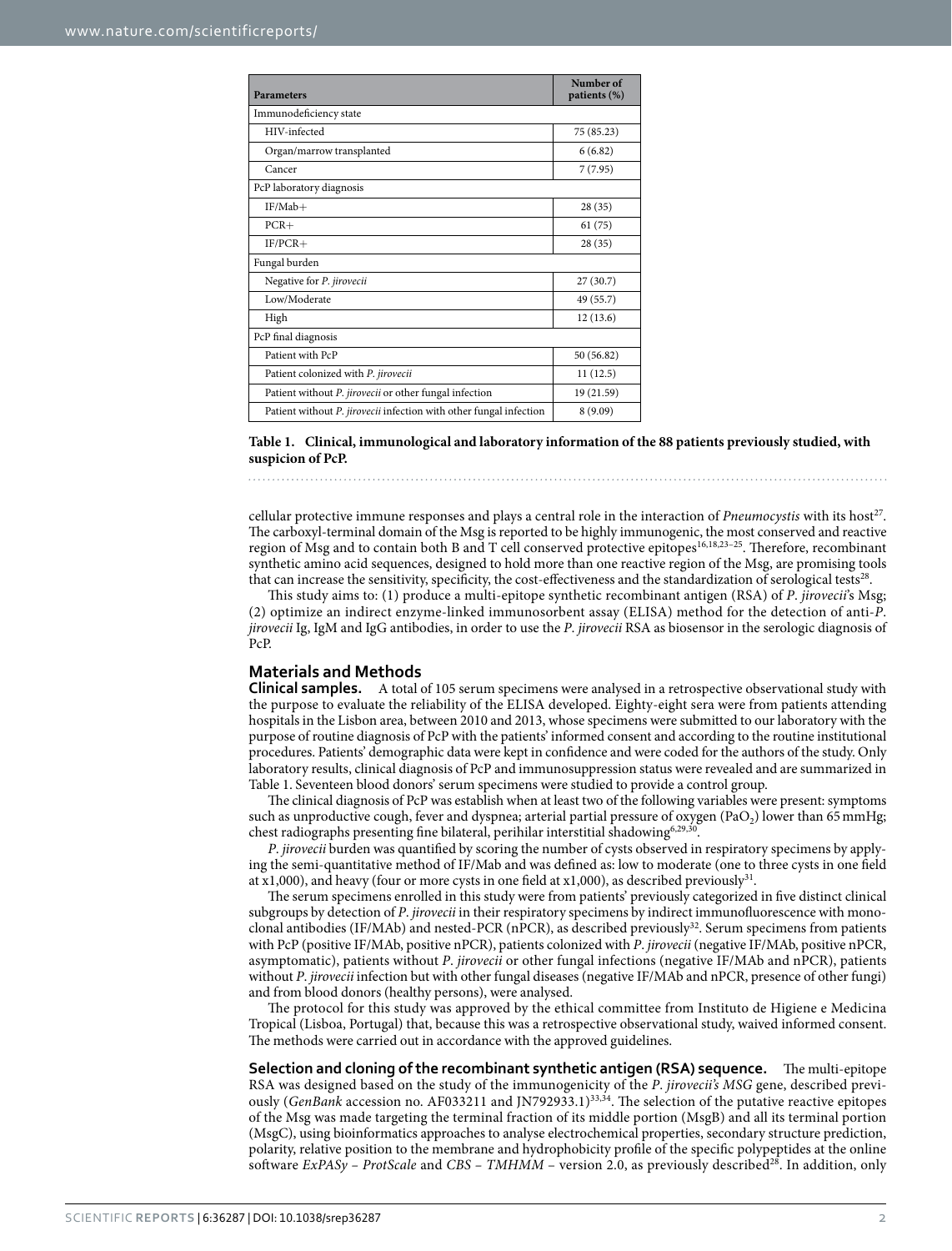| Parameters | Number of patients (%) |
|---|---|
| Immunodeficiency state | |
| HIV-infected | 75 (85.23) |
| Organ/marrow transplanted | 6 (6.82) |
| Cancer | 7 (7.95) |
| PcP laboratory diagnosis | |
| IF/Mab+ | 28 (35) |
| PCR+ | 61 (75) |
| IF/PCR+ | 28 (35) |
| Fungal burden | |
| Negative for *P. jirovecii* | 27 (30.7) |
| Low/Moderate | 49 (55.7) |
| High | 12 (13.6) |
| PcP final diagnosis | |
| Patient with PcP | 50 (56.82) |
| Patient colonized with *P. jirovecii* | 11 (12.5) |
| Patient without *P. jirovecii* or other fungal infection | 19 (21.59) |
| Patient without *P. jirovecii* infection with other fungal infection | 8 (9.09) |

**Table 1. Clinical, immunological and laboratory information of the 88 patients previously studied, with suspicion of PcP.**

cellular protective immune responses and plays a central role in the interaction of *Pneumocystis* with its host[27]. The carboxyl-terminal domain of the Msg is reported to be highly immunogenic, the most conserved and reactive region of Msg and to contain both B and T cell conserved protective epitopes[16,18,23–25]. Therefore, recombinant synthetic amino acid sequences, designed to hold more than one reactive region of the Msg, are promising tools that can increase the sensitivity, specificity, the cost-effectiveness and the standardization of serological tests[28].

This study aims to: (1) produce a multi-epitope synthetic recombinant antigen (RSA) of *P. jirovecii*'s Msg; (2) optimize an indirect enzyme-linked immunosorbent assay (ELISA) method for the detection of anti-*P. jirovecii* Ig, IgM and IgG antibodies, in order to use the *P. jirovecii* RSA as biosensor in the serologic diagnosis of PcP.

## Materials and Methods

**Clinical samples.** A total of 105 serum specimens were analysed in a retrospective observational study with the purpose to evaluate the reliability of the ELISA developed. Eighty-eight sera were from patients attending hospitals in the Lisbon area, between 2010 and 2013, whose specimens were submitted to our laboratory with the purpose of routine diagnosis of PcP with the patients' informed consent and according to the routine institutional procedures. Patients' demographic data were kept in confidence and were coded for the authors of the study. Only laboratory results, clinical diagnosis of PcP and immunosuppression status were revealed and are summarized in Table 1. Seventeen blood donors' serum specimens were studied to provide a control group.

The clinical diagnosis of PcP was establish when at least two of the following variables were present: symptoms such as unproductive cough, fever and dyspnea; arterial partial pressure of oxygen ($PaO_2$) lower than 65 mmHg; chest radiographs presenting fine bilateral, perihilar interstitial shadowing[6,29,30].

*P. jirovecii* burden was quantified by scoring the number of cysts observed in respiratory specimens by applying the semi-quantitative method of IF/Mab and was defined as: low to moderate (one to three cysts in one field at x1,000), and heavy (four or more cysts in one field at x1,000), as described previously[31].

The serum specimens enrolled in this study were from patients' previously categorized in five distinct clinical subgroups by detection of *P. jirovecii* in their respiratory specimens by indirect immunofluorescence with monoclonal antibodies (IF/MAb) and nested-PCR (nPCR), as described previously[32]. Serum specimens from patients with PcP (positive IF/MAb, positive nPCR), patients colonized with *P. jirovecii* (negative IF/MAb, positive nPCR, asymptomatic), patients without *P. jirovecii* or other fungal infections (negative IF/MAb and nPCR), patients without *P. jirovecii* infection but with other fungal diseases (negative IF/MAb and nPCR, presence of other fungi) and from blood donors (healthy persons), were analysed.

The protocol for this study was approved by the ethical committee from Instituto de Higiene e Medicina Tropical (Lisboa, Portugal) that, because this was a retrospective observational study, waived informed consent. The methods were carried out in accordance with the approved guidelines.

**Selection and cloning of the recombinant synthetic antigen (RSA) sequence.** The multi-epitope RSA was designed based on the study of the immunogenicity of the *P. jirovecii's MSG* gene, described previously (*GenBank* accession no. AF033211 and JN792933.1)[33,34]. The selection of the putative reactive epitopes of the Msg was made targeting the terminal fraction of its middle portion (MsgB) and all its terminal portion (MsgC), using bioinformatics approaches to analyse electrochemical properties, secondary structure prediction, polarity, relative position to the membrane and hydrophobicity profile of the specific polypeptides at the online software *ExPASy – ProtScale* and *CBS – TMHMM* – version 2.0, as previously described[28]. In addition, only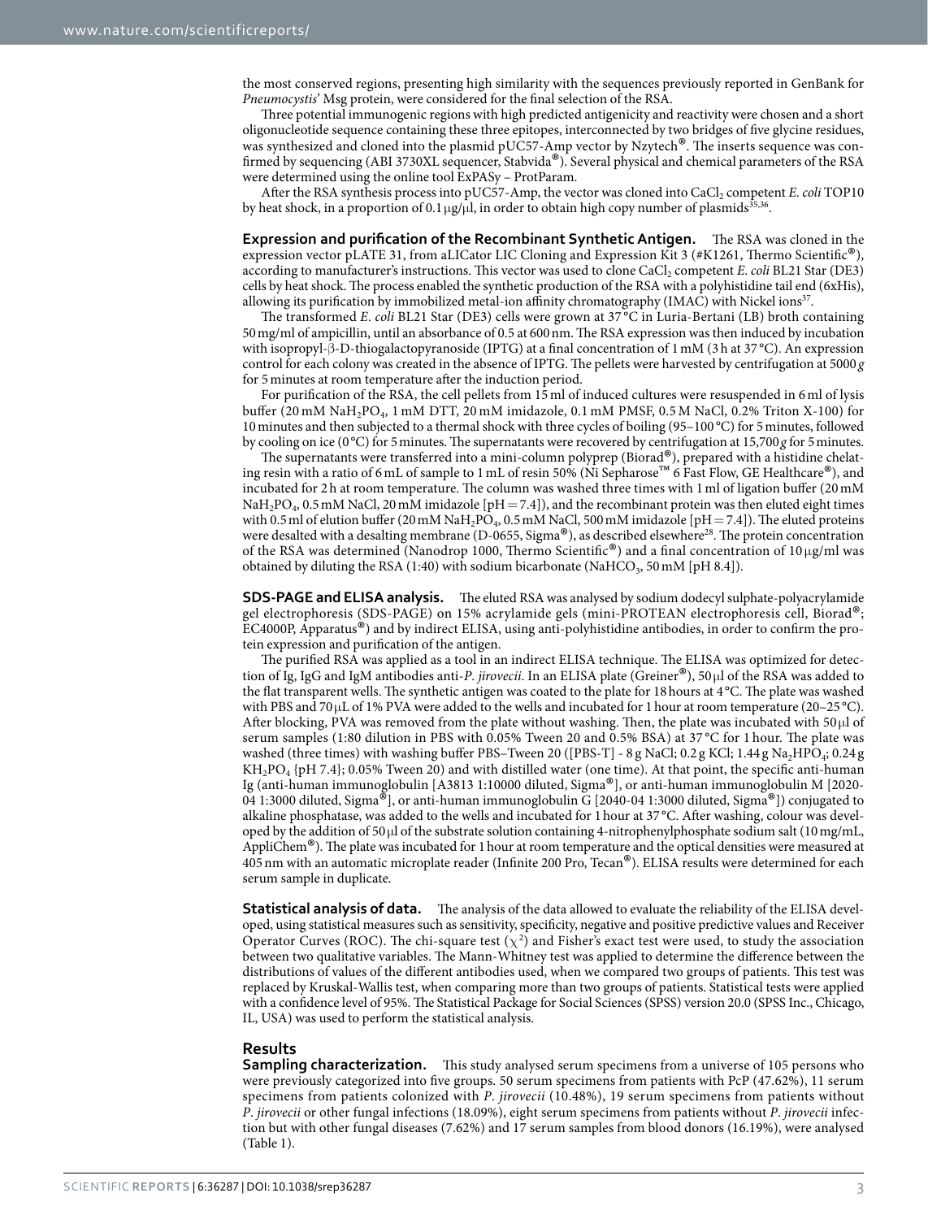the most conserved regions, presenting high similarity with the sequences previously reported in GenBank for *Pneumocystis*' Msg protein, were considered for the final selection of the RSA.

Three potential immunogenic regions with high predicted antigenicity and reactivity were chosen and a short oligonucleotide sequence containing these three epitopes, interconnected by two bridges of five glycine residues, was synthesized and cloned into the plasmid pUC57-Amp vector by Nzytech®. The inserts sequence was confirmed by sequencing (ABI 3730XL sequencer, Stabvida®). Several physical and chemical parameters of the RSA were determined using the online tool ExPASy – ProtParam.

After the RSA synthesis process into pUC57-Amp, the vector was cloned into $CaCl_2$ competent *E. coli* TOP10 by heat shock, in a proportion of 0.1 μg/μl, in order to obtain high copy number of plasmids[35,36].

**Expression and purification of the Recombinant Synthetic Antigen.** The RSA was cloned in the expression vector pLATE 31, from aLICator LIC Cloning and Expression Kit 3 (#K1261, Thermo Scientific®), according to manufacturer's instructions. This vector was used to clone $CaCl_2$ competent *E. coli* BL21 Star (DE3) cells by heat shock. The process enabled the synthetic production of the RSA with a polyhistidine tail end (6xHis), allowing its purification by immobilized metal-ion affinity chromatography (IMAC) with Nickel ions[37].

The transformed *E. coli* BL21 Star (DE3) cells were grown at 37 °C in Luria-Bertani (LB) broth containing 50 mg/ml of ampicillin, until an absorbance of 0.5 at 600 nm. The RSA expression was then induced by incubation with isopropyl-β-D-thiogalactopyranoside (IPTG) at a final concentration of 1 mM (3 h at 37 °C). An expression control for each colony was created in the absence of IPTG. The pellets were harvested by centrifugation at 5000 *g* for 5 minutes at room temperature after the induction period.

For purification of the RSA, the cell pellets from 15 ml of induced cultures were resuspended in 6 ml of lysis buffer (20 mM $NaH_2PO_4$, 1 mM DTT, 20 mM imidazole, 0.1 mM PMSF, 0.5 M NaCl, 0.2% Triton X-100) for 10 minutes and then subjected to a thermal shock with three cycles of boiling (95–100 °C) for 5 minutes, followed by cooling on ice (0 °C) for 5 minutes. The supernatants were recovered by centrifugation at 15,700 *g* for 5 minutes.

The supernatants were transferred into a mini-column polyprep (Biorad®), prepared with a histidine chelating resin with a ratio of 6 mL of sample to 1 mL of resin 50% (Ni Sepharose™ 6 Fast Flow, GE Healthcare®), and incubated for 2 h at room temperature. The column was washed three times with 1 ml of ligation buffer (20 mM $NaH_2PO_4$, 0.5 mM NaCl, 20 mM imidazole [pH = 7.4]), and the recombinant protein was then eluted eight times with 0.5 ml of elution buffer (20 mM $NaH_2PO_4$, 0.5 mM NaCl, 500 mM imidazole [pH = 7.4]). The eluted proteins were desalted with a desalting membrane (D-0655, Sigma®), as described elsewhere[28]. The protein concentration of the RSA was determined (Nanodrop 1000, Thermo Scientific®) and a final concentration of 10 μg/ml was obtained by diluting the RSA (1:40) with sodium bicarbonate ($NaHCO_3$, 50 mM [pH 8.4]).

**SDS-PAGE and ELISA analysis.** The eluted RSA was analysed by sodium dodecyl sulphate-polyacrylamide gel electrophoresis (SDS-PAGE) on 15% acrylamide gels (mini-PROTEAN electrophoresis cell, Biorad®; EC4000P, Apparatus®) and by indirect ELISA, using anti-polyhistidine antibodies, in order to confirm the protein expression and purification of the antigen.

The purified RSA was applied as a tool in an indirect ELISA technique. The ELISA was optimized for detection of Ig, IgG and IgM antibodies anti-*P. jirovecii*. In an ELISA plate (Greiner®), 50 μl of the RSA was added to the flat transparent wells. The synthetic antigen was coated to the plate for 18 hours at 4 °C. The plate was washed with PBS and 70 μL of 1% PVA were added to the wells and incubated for 1 hour at room temperature (20–25 °C). After blocking, PVA was removed from the plate without washing. Then, the plate was incubated with 50 μl of serum samples (1:80 dilution in PBS with 0.05% Tween 20 and 0.5% BSA) at 37 °C for 1 hour. The plate was washed (three times) with washing buffer PBS–Tween 20 ([PBS-T] - 8 g NaCl; 0.2 g KCl; 1.44 g $Na_2HPO_4$; 0.24 g $KH_2PO_4$ {pH 7.4}; 0.05% Tween 20) and with distilled water (one time). At that point, the specific anti-human Ig (anti-human immunoglobulin [A3813 1:10000 diluted, Sigma®], or anti-human immunoglobulin M [2020-04 1:3000 diluted, Sigma®], or anti-human immunoglobulin G [2040-04 1:3000 diluted, Sigma®]) conjugated to alkaline phosphatase, was added to the wells and incubated for 1 hour at 37 °C. After washing, colour was developed by the addition of 50 μl of the substrate solution containing 4-nitrophenylphosphate sodium salt (10 mg/mL, AppliChem®). The plate was incubated for 1 hour at room temperature and the optical densities were measured at 405 nm with an automatic microplate reader (Infinite 200 Pro, Tecan®). ELISA results were determined for each serum sample in duplicate.

**Statistical analysis of data.** The analysis of the data allowed to evaluate the reliability of the ELISA developed, using statistical measures such as sensitivity, specificity, negative and positive predictive values and Receiver Operator Curves (ROC). The chi-square test ($\chi^2$) and Fisher's exact test were used, to study the association between two qualitative variables. The Mann-Whitney test was applied to determine the difference between the distributions of values of the different antibodies used, when we compared two groups of patients. This test was replaced by Kruskal-Wallis test, when comparing more than two groups of patients. Statistical tests were applied with a confidence level of 95%. The Statistical Package for Social Sciences (SPSS) version 20.0 (SPSS Inc., Chicago, IL, USA) was used to perform the statistical analysis.

## Results

**Sampling characterization.** This study analysed serum specimens from a universe of 105 persons who were previously categorized into five groups. 50 serum specimens from patients with PcP (47.62%), 11 serum specimens from patients colonized with *P. jirovecii* (10.48%), 19 serum specimens from patients without *P. jirovecii* or other fungal infections (18.09%), eight serum specimens from patients without *P. jirovecii* infection but with other fungal diseases (7.62%) and 17 serum samples from blood donors (16.19%), were analysed (Table 1).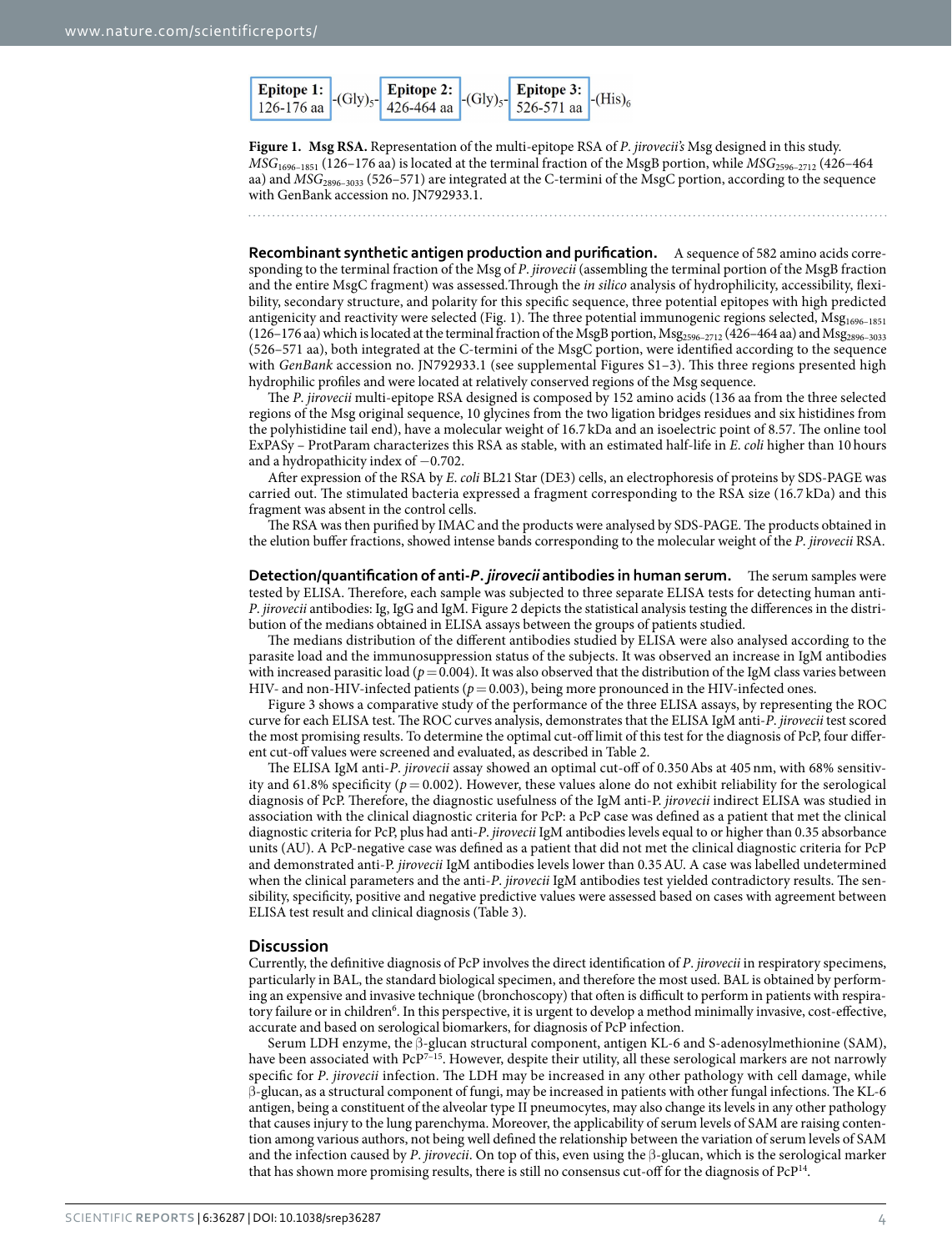| Epitope 1: 126-176 aa | -$(Gly)_5$- | Epitope 2: 426-464 aa | -$(Gly)_5$- | Epitope 3: 526-571 aa | -$(His)_6$ |
|---|---|---|---|---|---|

**Figure 1. Msg RSA.** Representation of the multi-epitope RSA of *P. jirovecii's* Msg designed in this study. $MSG_{1696-1851}$ (126–176 aa) is located at the terminal fraction of the MsgB portion, while $MSG_{2596-2712}$ (426–464 aa) and $MSG_{2896-3033}$ (526–571) are integrated at the C-termini of the MsgC portion, according to the sequence with GenBank accession no. JN792933.1.

**Recombinant synthetic antigen production and purification.** A sequence of 582 amino acids corresponding to the terminal fraction of the Msg of *P. jirovecii* (assembling the terminal portion of the MsgB fraction and the entire MsgC fragment) was assessed.Through the *in silico* analysis of hydrophilicity, accessibility, flexibility, secondary structure, and polarity for this specific sequence, three potential epitopes with high predicted antigenicity and reactivity were selected (Fig. 1). The three potential immunogenic regions selected, $Msg_{1696-1851}$ (126–176 aa) which is located at the terminal fraction of the MsgB portion, $Msg_{2596-2712}$ (426–464 aa) and $Msg_{2896-3033}$ (526–571 aa), both integrated at the C-termini of the MsgC portion, were identified according to the sequence with *GenBank* accession no. JN792933.1 (see supplemental Figures S1–3). This three regions presented high hydrophilic profiles and were located at relatively conserved regions of the Msg sequence.

The *P. jirovecii* multi-epitope RSA designed is composed by 152 amino acids (136 aa from the three selected regions of the Msg original sequence, 10 glycines from the two ligation bridges residues and six histidines from the polyhistidine tail end), have a molecular weight of 16.7 kDa and an isoelectric point of 8.57. The online tool ExPASy – ProtParam characterizes this RSA as stable, with an estimated half-life in *E. coli* higher than 10 hours and a hydropathicity index of −0.702.

After expression of the RSA by *E. coli* BL21 Star (DE3) cells, an electrophoresis of proteins by SDS-PAGE was carried out. The stimulated bacteria expressed a fragment corresponding to the RSA size (16.7 kDa) and this fragment was absent in the control cells.

The RSA was then purified by IMAC and the products were analysed by SDS-PAGE. The products obtained in the elution buffer fractions, showed intense bands corresponding to the molecular weight of the *P. jirovecii* RSA.

**Detection/quantification of anti-*P. jirovecii* antibodies in human serum.** The serum samples were tested by ELISA. Therefore, each sample was subjected to three separate ELISA tests for detecting human anti-*P. jirovecii* antibodies: Ig, IgG and IgM. Figure 2 depicts the statistical analysis testing the differences in the distribution of the medians obtained in ELISA assays between the groups of patients studied.

The medians distribution of the different antibodies studied by ELISA were also analysed according to the parasite load and the immunosuppression status of the subjects. It was observed an increase in IgM antibodies with increased parasitic load ($p = 0.004$). It was also observed that the distribution of the IgM class varies between HIV- and non-HIV-infected patients ($p = 0.003$), being more pronounced in the HIV-infected ones.

Figure 3 shows a comparative study of the performance of the three ELISA assays, by representing the ROC curve for each ELISA test. The ROC curves analysis, demonstrates that the ELISA IgM anti-*P. jirovecii* test scored the most promising results. To determine the optimal cut-off limit of this test for the diagnosis of PcP, four different cut-off values were screened and evaluated, as described in Table 2.

The ELISA IgM anti-*P. jirovecii* assay showed an optimal cut-off of 0.350 Abs at 405 nm, with 68% sensitivity and 61.8% specificity ($p = 0.002$). However, these values alone do not exhibit reliability for the serological diagnosis of PcP. Therefore, the diagnostic usefulness of the IgM anti-P. *jirovecii* indirect ELISA was studied in association with the clinical diagnostic criteria for PcP: a PcP case was defined as a patient that met the clinical diagnostic criteria for PcP, plus had anti-*P. jirovecii* IgM antibodies levels equal to or higher than 0.35 absorbance units (AU). A PcP-negative case was defined as a patient that did not met the clinical diagnostic criteria for PcP and demonstrated anti-P. *jirovecii* IgM antibodies levels lower than 0.35 AU. A case was labelled undetermined when the clinical parameters and the anti-*P. jirovecii* IgM antibodies test yielded contradictory results. The sensibility, specificity, positive and negative predictive values were assessed based on cases with agreement between ELISA test result and clinical diagnosis (Table 3).

## Discussion

Currently, the definitive diagnosis of PcP involves the direct identification of *P. jirovecii* in respiratory specimens, particularly in BAL, the standard biological specimen, and therefore the most used. BAL is obtained by performing an expensive and invasive technique (bronchoscopy) that often is difficult to perform in patients with respiratory failure or in children[6]. In this perspective, it is urgent to develop a method minimally invasive, cost-effective, accurate and based on serological biomarkers, for diagnosis of PcP infection.

Serum LDH enzyme, the β-glucan structural component, antigen KL-6 and S-adenosylmethionine (SAM), have been associated with PcP[7–15]. However, despite their utility, all these serological markers are not narrowly specific for *P. jirovecii* infection. The LDH may be increased in any other pathology with cell damage, while β-glucan, as a structural component of fungi, may be increased in patients with other fungal infections. The KL-6 antigen, being a constituent of the alveolar type II pneumocytes, may also change its levels in any other pathology that causes injury to the lung parenchyma. Moreover, the applicability of serum levels of SAM are raising contention among various authors, not being well defined the relationship between the variation of serum levels of SAM and the infection caused by *P. jirovecii*. On top of this, even using the β-glucan, which is the serological marker that has shown more promising results, there is still no consensus cut-off for the diagnosis of PcP[14].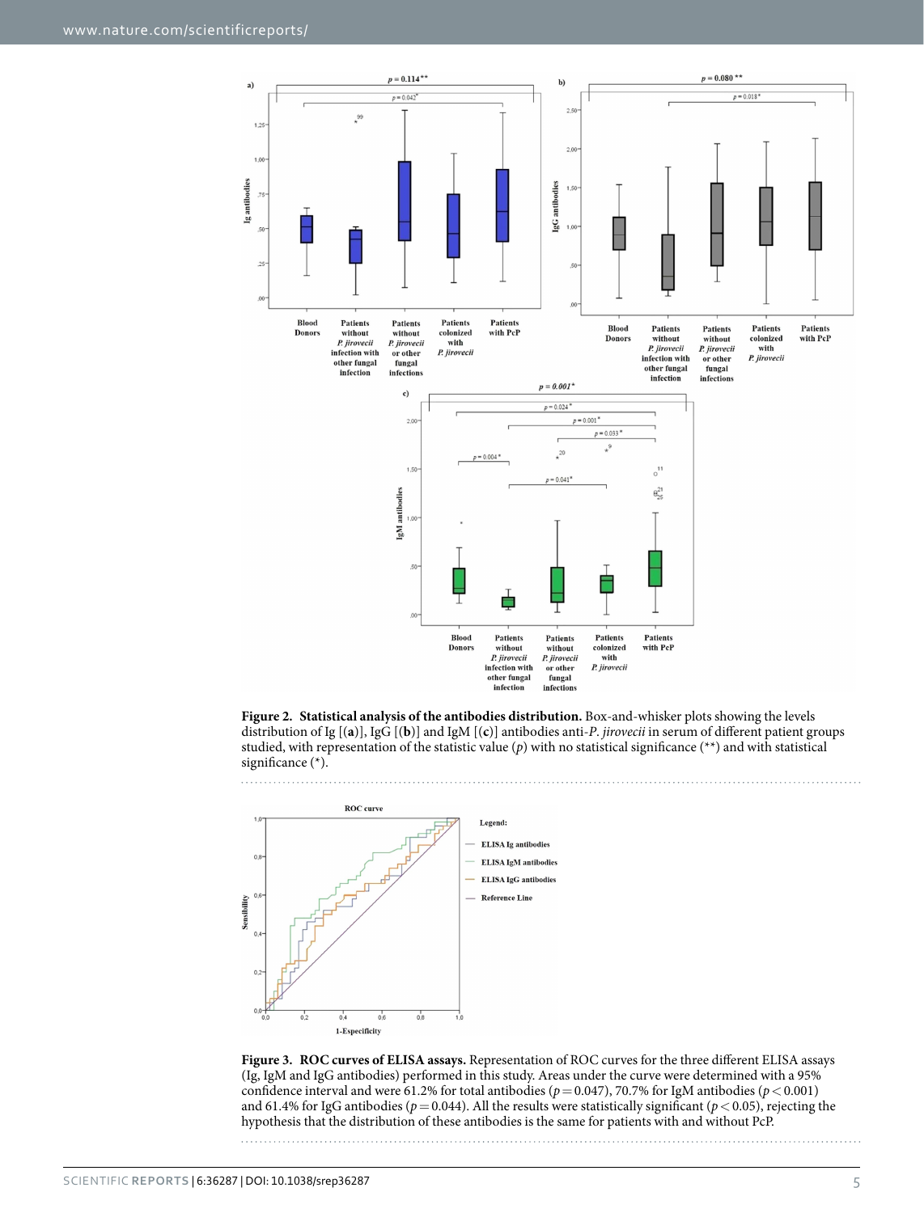**Figure 2. Statistical analysis of the antibodies distribution.** Box-and-whisker plots showing the levels distribution of Ig [(**a**)], IgG [(**b**)] and IgM [(**c**)] antibodies anti-*P. jirovecii* in serum of different patient groups studied, with representation of the statistic value ($p$) with no statistical significance (**) and with statistical significance (*).

**Figure 3. ROC curves of ELISA assays.** Representation of ROC curves for the three different ELISA assays (Ig, IgM and IgG antibodies) performed in this study. Areas under the curve were determined with a 95% confidence interval and were 61.2% for total antibodies ($p = 0.047$), 70.7% for IgM antibodies ($p < 0.001$) and 61.4% for IgG antibodies ($p = 0.044$). All the results were statistically significant ($p < 0.05$), rejecting the hypothesis that the distribution of these antibodies is the same for patients with and without PcP.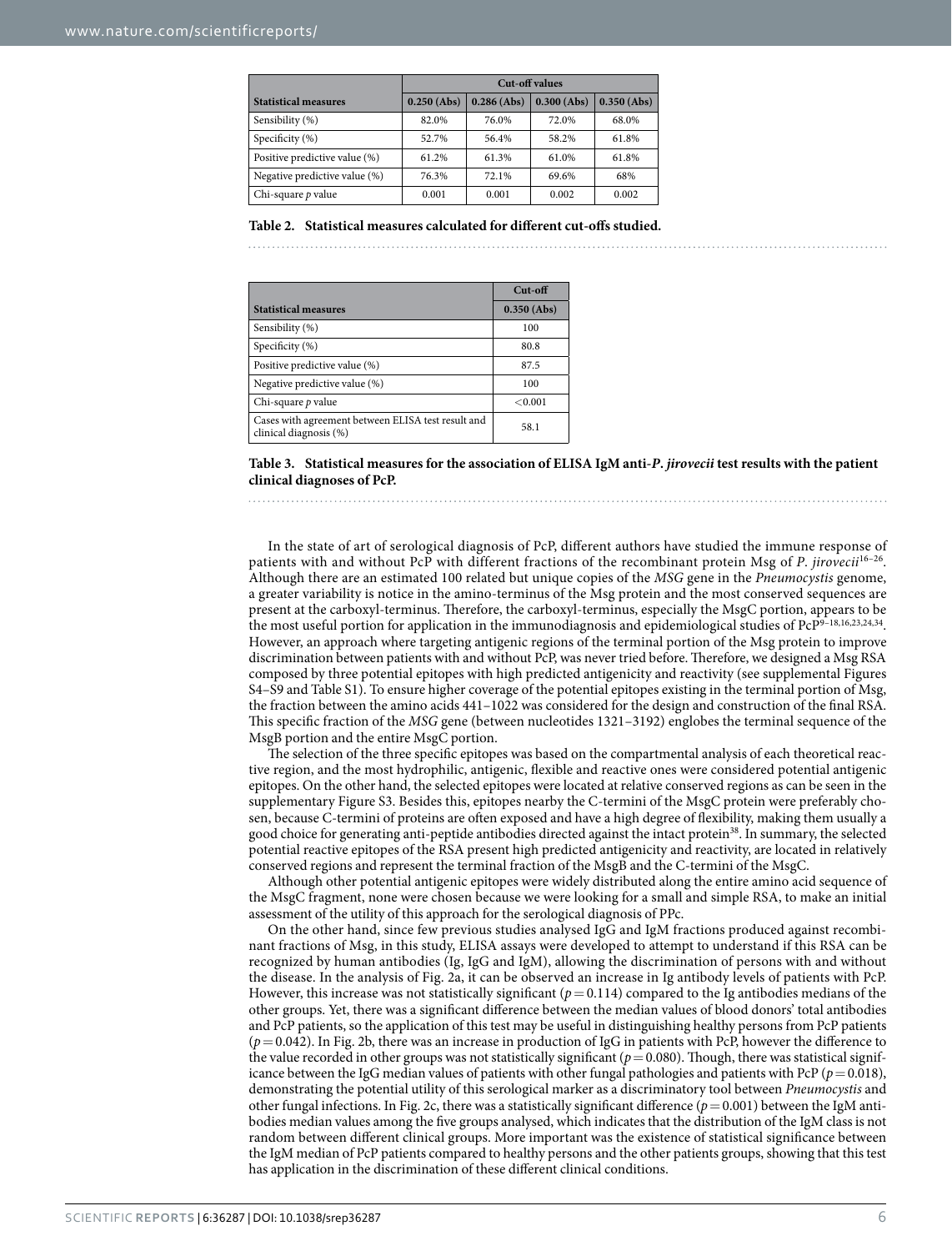| | Cut-off values | | | |
|---|---|---|---|---|
| **Statistical measures** | **0.250 (Abs)** | **0.286 (Abs)** | **0.300 (Abs)** | **0.350 (Abs)** |
| Sensibility (%) | 82.0% | 76.0% | 72.0% | 68.0% |
| Specificity (%) | 52.7% | 56.4% | 58.2% | 61.8% |
| Positive predictive value (%) | 61.2% | 61.3% | 61.0% | 61.8% |
| Negative predictive value (%) | 76.3% | 72.1% | 69.6% | 68% |
| Chi-square *p* value | 0.001 | 0.001 | 0.002 | 0.002 |

**Table 2. Statistical measures calculated for different cut-offs studied.**

| | Cut-off |
|---|---|
| **Statistical measures** | **0.350 (Abs)** |
| Sensibility (%) | 100 |
| Specificity (%) | 80.8 |
| Positive predictive value (%) | 87.5 |
| Negative predictive value (%) | 100 |
| Chi-square *p* value | <0.001 |
| Cases with agreement between ELISA test result and clinical diagnosis (%) | 58.1 |

**Table 3. Statistical measures for the association of ELISA IgM anti-*P. jirovecii* test results with the patient clinical diagnoses of PcP.**

In the state of art of serological diagnosis of PcP, different authors have studied the immune response of patients with and without PcP with different fractions of the recombinant protein Msg of *P. jirovecii*[16–26]. Although there are an estimated 100 related but unique copies of the *MSG* gene in the *Pneumocystis* genome, a greater variability is notice in the amino-terminus of the Msg protein and the most conserved sequences are present at the carboxyl-terminus. Therefore, the carboxyl-terminus, especially the MsgC portion, appears to be the most useful portion for application in the immunodiagnosis and epidemiological studies of PcP[9–18,16,23,24,34]. However, an approach where targeting antigenic regions of the terminal portion of the Msg protein to improve discrimination between patients with and without PcP, was never tried before. Therefore, we designed a Msg RSA composed by three potential epitopes with high predicted antigenicity and reactivity (see supplemental Figures S4–S9 and Table S1). To ensure higher coverage of the potential epitopes existing in the terminal portion of Msg, the fraction between the amino acids 441–1022 was considered for the design and construction of the final RSA. This specific fraction of the *MSG* gene (between nucleotides 1321–3192) englobes the terminal sequence of the MsgB portion and the entire MsgC portion.

The selection of the three specific epitopes was based on the compartmental analysis of each theoretical reactive region, and the most hydrophilic, antigenic, flexible and reactive ones were considered potential antigenic epitopes. On the other hand, the selected epitopes were located at relative conserved regions as can be seen in the supplementary Figure S3. Besides this, epitopes nearby the C-termini of the MsgC protein were preferably chosen, because C-termini of proteins are often exposed and have a high degree of flexibility, making them usually a good choice for generating anti-peptide antibodies directed against the intact protein[38]. In summary, the selected potential reactive epitopes of the RSA present high predicted antigenicity and reactivity, are located in relatively conserved regions and represent the terminal fraction of the MsgB and the C-termini of the MsgC.

Although other potential antigenic epitopes were widely distributed along the entire amino acid sequence of the MsgC fragment, none were chosen because we were looking for a small and simple RSA, to make an initial assessment of the utility of this approach for the serological diagnosis of PPc.

On the other hand, since few previous studies analysed IgG and IgM fractions produced against recombinant fractions of Msg, in this study, ELISA assays were developed to attempt to understand if this RSA can be recognized by human antibodies (Ig, IgG and IgM), allowing the discrimination of persons with and without the disease. In the analysis of Fig. 2a, it can be observed an increase in Ig antibody levels of patients with PcP. However, this increase was not statistically significant ($p = 0.114$) compared to the Ig antibodies medians of the other groups. Yet, there was a significant difference between the median values of blood donors' total antibodies and PcP patients, so the application of this test may be useful in distinguishing healthy persons from PcP patients ($p = 0.042$). In Fig. 2b, there was an increase in production of IgG in patients with PcP, however the difference to the value recorded in other groups was not statistically significant ($p = 0.080$). Though, there was statistical significance between the IgG median values of patients with other fungal pathologies and patients with PcP ($p = 0.018$), demonstrating the potential utility of this serological marker as a discriminatory tool between *Pneumocystis* and other fungal infections. In Fig. 2c, there was a statistically significant difference ($p = 0.001$) between the IgM antibodies median values among the five groups analysed, which indicates that the distribution of the IgM class is not random between different clinical groups. More important was the existence of statistical significance between the IgM median of PcP patients compared to healthy persons and the other patients groups, showing that this test has application in the discrimination of these different clinical conditions.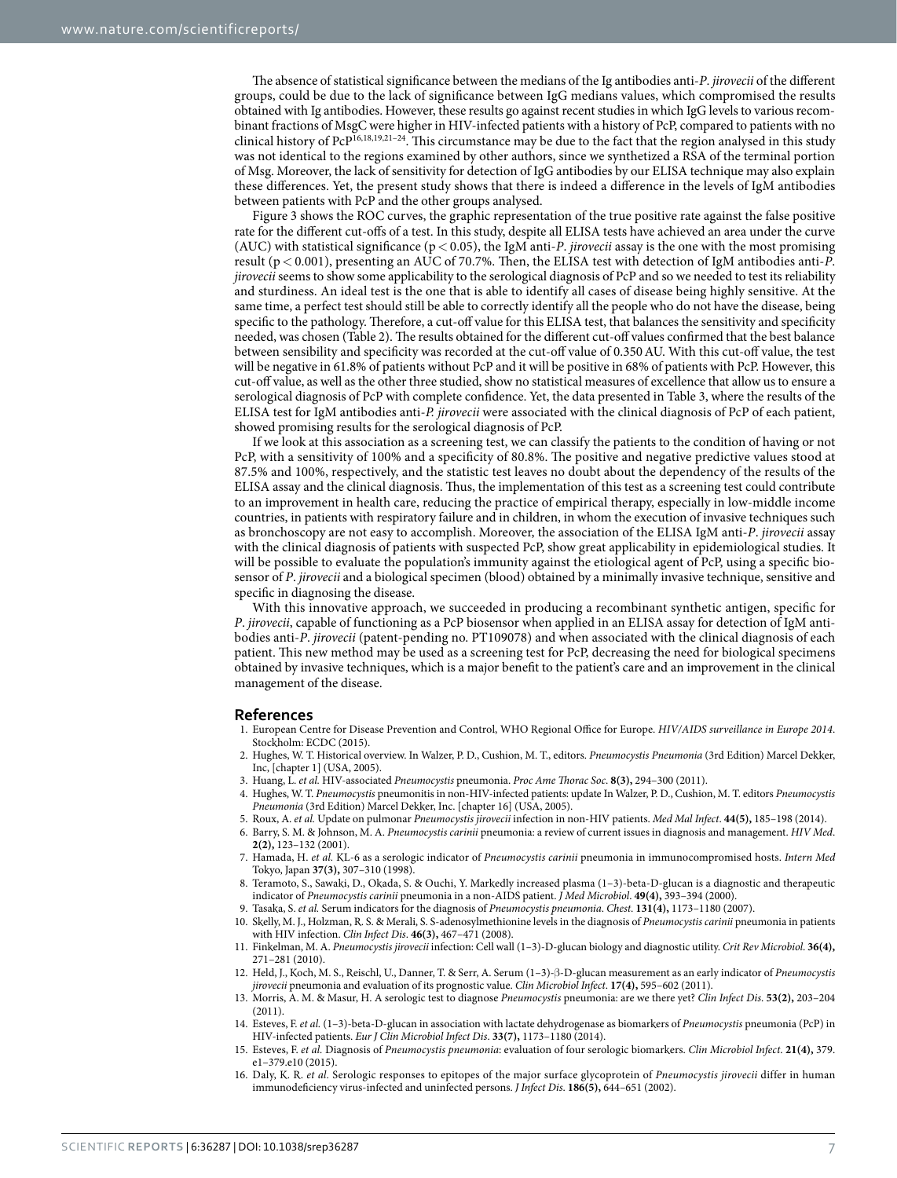The absence of statistical significance between the medians of the Ig antibodies anti-*P. jirovecii* of the different groups, could be due to the lack of significance between IgG medians values, which compromised the results obtained with Ig antibodies. However, these results go against recent studies in which IgG levels to various recombinant fractions of MsgC were higher in HIV-infected patients with a history of PcP, compared to patients with no clinical history of PcP[16,18,19,21–24]. This circumstance may be due to the fact that the region analysed in this study was not identical to the regions examined by other authors, since we synthetized a RSA of the terminal portion of Msg. Moreover, the lack of sensitivity for detection of IgG antibodies by our ELISA technique may also explain these differences. Yet, the present study shows that there is indeed a difference in the levels of IgM antibodies between patients with PcP and the other groups analysed.

Figure 3 shows the ROC curves, the graphic representation of the true positive rate against the false positive rate for the different cut-offs of a test. In this study, despite all ELISA tests have achieved an area under the curve (AUC) with statistical significance ($p < 0.05$), the IgM anti-*P. jirovecii* assay is the one with the most promising result ($p < 0.001$), presenting an AUC of 70.7%. Then, the ELISA test with detection of IgM antibodies anti-*P. jirovecii* seems to show some applicability to the serological diagnosis of PcP and so we needed to test its reliability and sturdiness. An ideal test is the one that is able to identify all cases of disease being highly sensitive. At the same time, a perfect test should still be able to correctly identify all the people who do not have the disease, being specific to the pathology. Therefore, a cut-off value for this ELISA test, that balances the sensitivity and specificity needed, was chosen (Table 2). The results obtained for the different cut-off values confirmed that the best balance between sensibility and specificity was recorded at the cut-off value of 0.350 AU. With this cut-off value, the test will be negative in 61.8% of patients without PcP and it will be positive in 68% of patients with PcP. However, this cut-off value, as well as the other three studied, show no statistical measures of excellence that allow us to ensure a serological diagnosis of PcP with complete confidence. Yet, the data presented in Table 3, where the results of the ELISA test for IgM antibodies anti-*P. jirovecii* were associated with the clinical diagnosis of PcP of each patient, showed promising results for the serological diagnosis of PcP.

If we look at this association as a screening test, we can classify the patients to the condition of having or not PcP, with a sensitivity of 100% and a specificity of 80.8%. The positive and negative predictive values stood at 87.5% and 100%, respectively, and the statistic test leaves no doubt about the dependency of the results of the ELISA assay and the clinical diagnosis. Thus, the implementation of this test as a screening test could contribute to an improvement in health care, reducing the practice of empirical therapy, especially in low-middle income countries, in patients with respiratory failure and in children, in whom the execution of invasive techniques such as bronchoscopy are not easy to accomplish. Moreover, the association of the ELISA IgM anti-*P. jirovecii* assay with the clinical diagnosis of patients with suspected PcP, show great applicability in epidemiological studies. It will be possible to evaluate the population's immunity against the etiological agent of PcP, using a specific biosensor of *P. jirovecii* and a biological specimen (blood) obtained by a minimally invasive technique, sensitive and specific in diagnosing the disease.

With this innovative approach, we succeeded in producing a recombinant synthetic antigen, specific for *P. jirovecii*, capable of functioning as a PcP biosensor when applied in an ELISA assay for detection of IgM antibodies anti-*P. jirovecii* (patent-pending no. PT109078) and when associated with the clinical diagnosis of each patient. This new method may be used as a screening test for PcP, decreasing the need for biological specimens obtained by invasive techniques, which is a major benefit to the patient's care and an improvement in the clinical management of the disease.

## References

1. European Centre for Disease Prevention and Control, WHO Regional Office for Europe. *HIV/AIDS surveillance in Europe 2014*. Stockholm: ECDC (2015).
2. Hughes, W. T. Historical overview. In Walzer, P. D., Cushion, M. T., editors. *Pneumocystis Pneumonia* (3rd Edition) Marcel Dekker, Inc, [chapter 1] (USA, 2005).
3. Huang, L. *et al.* HIV-associated *Pneumocystis* pneumonia. *Proc Ame Thorac Soc*. **8(3),** 294–300 (2011).
4. Hughes, W. T. *Pneumocystis* pneumonitis in non-HIV-infected patients: update In Walzer, P. D., Cushion, M. T. editors *Pneumocystis Pneumonia* (3rd Edition) Marcel Dekker, Inc. [chapter 16] (USA, 2005).
5. Roux, A. *et al.* Update on pulmonar *Pneumocystis jirovecii* infection in non-HIV patients. *Med Mal Infect*. **44(5),** 185–198 (2014).
6. Barry, S. M. & Johnson, M. A. *Pneumocystis carinii* pneumonia: a review of current issues in diagnosis and management. *HIV Med*. **2(2),** 123–132 (2001).
7. Hamada, H. *et al.* KL-6 as a serologic indicator of *Pneumocystis carinii* pneumonia in immunocompromised hosts. *Intern Med* Tokyo, Japan **37(3),** 307–310 (1998).
8. Teramoto, S., Sawaki, D., Okada, S. & Ouchi, Y. Markedly increased plasma (1–3)-beta-D-glucan is a diagnostic and therapeutic indicator of *Pneumocystis carinii* pneumonia in a non-AIDS patient. *J Med Microbiol*. **49(4),** 393–394 (2000).
9. Tasaka, S. *et al.* Serum indicators for the diagnosis of *Pneumocystis pneumonia*. *Chest*. **131(4),** 1173–1180 (2007).
10. Skelly, M. J., Holzman, R. S. & Merali, S. S-adenosylmethionine levels in the diagnosis of *Pneumocystis carinii* pneumonia in patients with HIV infection. *Clin Infect Dis*. **46(3),** 467–471 (2008).
11. Finkelman, M. A. *Pneumocystis jirovecii* infection: Cell wall (1–3)-D-glucan biology and diagnostic utility. *Crit Rev Microbiol*. **36(4),** 271–281 (2010).
12. Held, J., Koch, M. S., Reischl, U., Danner, T. & Serr, A. Serum (1–3)-β-D-glucan measurement as an early indicator of *Pneumocystis jirovecii* pneumonia and evaluation of its prognostic value. *Clin Microbiol Infect*. **17(4),** 595–602 (2011).
13. Morris, A. M. & Masur, H. A serologic test to diagnose *Pneumocystis* pneumonia: are we there yet? *Clin Infect Dis*. **53(2),** 203–204 (2011).
14. Esteves, F. *et al.* (1–3)-beta-D-glucan in association with lactate dehydrogenase as biomarkers of *Pneumocystis* pneumonia (PcP) in HIV-infected patients. *Eur J Clin Microbiol Infect Dis*. **33(7),** 1173–1180 (2014).
15. Esteves, F. *et al.* Diagnosis of *Pneumocystis pneumonia*: evaluation of four serologic biomarkers. *Clin Microbiol Infect*. **21(4),** 379.e1–379.e10 (2015).
16. Daly, K. R. *et al.* Serologic responses to epitopes of the major surface glycoprotein of *Pneumocystis jirovecii* differ in human immunodeficiency virus-infected and uninfected persons. *J Infect Dis*. **186(5),** 644–651 (2002).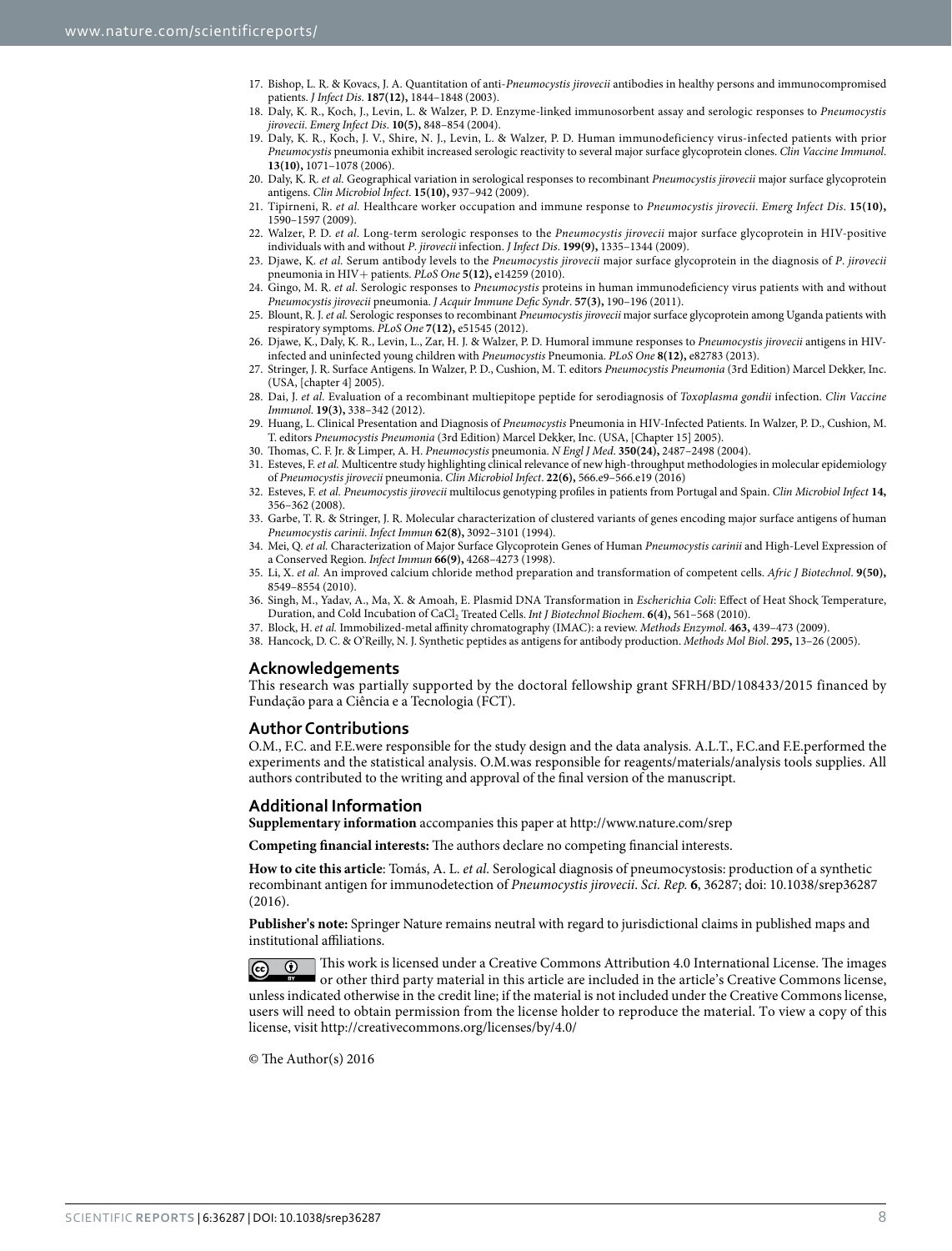17. Bishop, L. R. & Kovacs, J. A. Quantitation of anti-*Pneumocystis jirovecii* antibodies in healthy persons and immunocompromised patients. *J Infect Dis*. **187(12),** 1844–1848 (2003).
18. Daly, K. R., Koch, J., Levin, L. & Walzer, P. D. Enzyme-linked immunosorbent assay and serologic responses to *Pneumocystis jirovecii*. *Emerg Infect Dis*. **10(5),** 848–854 (2004).
19. Daly, K. R., Koch, J. V., Shire, N. J., Levin, L. & Walzer, P. D. Human immunodeficiency virus-infected patients with prior *Pneumocystis* pneumonia exhibit increased serologic reactivity to several major surface glycoprotein clones. *Clin Vaccine Immunol*. **13(10),** 1071–1078 (2006).
20. Daly, K. R. *et al.* Geographical variation in serological responses to recombinant *Pneumocystis jirovecii* major surface glycoprotein antigens. *Clin Microbiol Infect*. **15(10),** 937–942 (2009).
21. Tipirneni, R. *et al.* Healthcare worker occupation and immune response to *Pneumocystis jirovecii*. *Emerg Infect Dis*. **15(10),** 1590–1597 (2009).
22. Walzer, P. D. *et al.* Long-term serologic responses to the *Pneumocystis jirovecii* major surface glycoprotein in HIV-positive individuals with and without *P. jirovecii* infection. *J Infect Dis*. **199(9),** 1335–1344 (2009).
23. Djawe, K. *et al.* Serum antibody levels to the *Pneumocystis jirovecii* major surface glycoprotein in the diagnosis of *P. jirovecii* pneumonia in HIV+ patients. *PLoS One* **5(12),** e14259 (2010).
24. Gingo, M. R. *et al.* Serologic responses to *Pneumocystis* proteins in human immunodeficiency virus patients with and without *Pneumocystis jirovecii* pneumonia. *J Acquir Immune Defic Syndr*. **57(3),** 190–196 (2011).
25. Blount, R. J. *et al.* Serologic responses to recombinant *Pneumocystis jirovecii* major surface glycoprotein among Uganda patients with respiratory symptoms. *PLoS One* **7(12),** e51545 (2012).
26. Djawe, K., Daly, K. R., Levin, L., Zar, H. J. & Walzer, P. D. Humoral immune responses to *Pneumocystis jirovecii* antigens in HIV-infected and uninfected young children with *Pneumocystis* Pneumonia. *PLoS One* **8(12),** e82783 (2013).
27. Stringer, J. R. Surface Antigens. In Walzer, P. D., Cushion, M. T. editors *Pneumocystis Pneumonia* (3rd Edition) Marcel Dekker, Inc. (USA, [chapter 4] 2005).
28. Dai, J. *et al.* Evaluation of a recombinant multiepitope peptide for serodiagnosis of *Toxoplasma gondii* infection. *Clin Vaccine Immunol*. **19(3),** 338–342 (2012).
29. Huang, L. Clinical Presentation and Diagnosis of *Pneumocystis* Pneumonia in HIV-Infected Patients. In Walzer, P. D., Cushion, M. T. editors *Pneumocystis Pneumonia* (3rd Edition) Marcel Dekker, Inc. (USA, [Chapter 15] 2005).
30. Thomas, C. F. Jr. & Limper, A. H. *Pneumocystis* pneumonia. *N Engl J Med*. **350(24),** 2487–2498 (2004).
31. Esteves, F. *et al.* Multicentre study highlighting clinical relevance of new high-throughput methodologies in molecular epidemiology of *Pneumocystis jirovecii* pneumonia. *Clin Microbiol Infect*. **22(6),** 566.e9–566.e19 (2016)
32. Esteves, F. *et al. Pneumocystis jirovecii* multilocus genotyping profiles in patients from Portugal and Spain. *Clin Microbiol Infect* **14,** 356–362 (2008).
33. Garbe, T. R. & Stringer, J. R. Molecular characterization of clustered variants of genes encoding major surface antigens of human *Pneumocystis carinii*. *Infect Immun* **62(8),** 3092–3101 (1994).
34. Mei, Q. *et al.* Characterization of Major Surface Glycoprotein Genes of Human *Pneumocystis carinii* and High-Level Expression of a Conserved Region. *Infect Immun* **66(9),** 4268–4273 (1998).
35. Li, X. *et al.* An improved calcium chloride method preparation and transformation of competent cells. *Afric J Biotechnol*. **9(50),** 8549–8554 (2010).
36. Singh, M., Yadav, A., Ma, X. & Amoah, E. Plasmid DNA Transformation in *Escherichia Coli*: Effect of Heat Shock Temperature, Duration, and Cold Incubation of $CaCl_2$ Treated Cells. *Int J Biotechnol Biochem*. **6(4),** 561–568 (2010).
37. Block, H. *et al.* Immobilized-metal affinity chromatography (IMAC): a review. *Methods Enzymol*. **463,** 439–473 (2009).
38. Hancock, D. C. & O'Reilly, N. J. Synthetic peptides as antigens for antibody production. *Methods Mol Biol*. **295,** 13–26 (2005).

## Acknowledgements

This research was partially supported by the doctoral fellowship grant SFRH/BD/108433/2015 financed by Fundação para a Ciência e a Tecnologia (FCT).

## Author Contributions

O.M., F.C. and F.E.were responsible for the study design and the data analysis. A.L.T., F.C.and F.E.performed the experiments and the statistical analysis. O.M.was responsible for reagents/materials/analysis tools supplies. All authors contributed to the writing and approval of the final version of the manuscript.

## Additional Information

**Supplementary information** accompanies this paper at http://www.nature.com/srep

**Competing financial interests:** The authors declare no competing financial interests.

**How to cite this article**: Tomás, A. L. *et al.* Serological diagnosis of pneumocystosis: production of a synthetic recombinant antigen for immunodetection of *Pneumocystis jirovecii*. *Sci. Rep.* **6**, 36287; doi: 10.1038/srep36287 (2016).

**Publisher's note:** Springer Nature remains neutral with regard to jurisdictional claims in published maps and institutional affiliations.

This work is licensed under a Creative Commons Attribution 4.0 International License. The images or other third party material in this article are included in the article's Creative Commons license, unless indicated otherwise in the credit line; if the material is not included under the Creative Commons license, users will need to obtain permission from the license holder to reproduce the material. To view a copy of this license, visit http://creativecommons.org/licenses/by/4.0/

© The Author(s) 2016